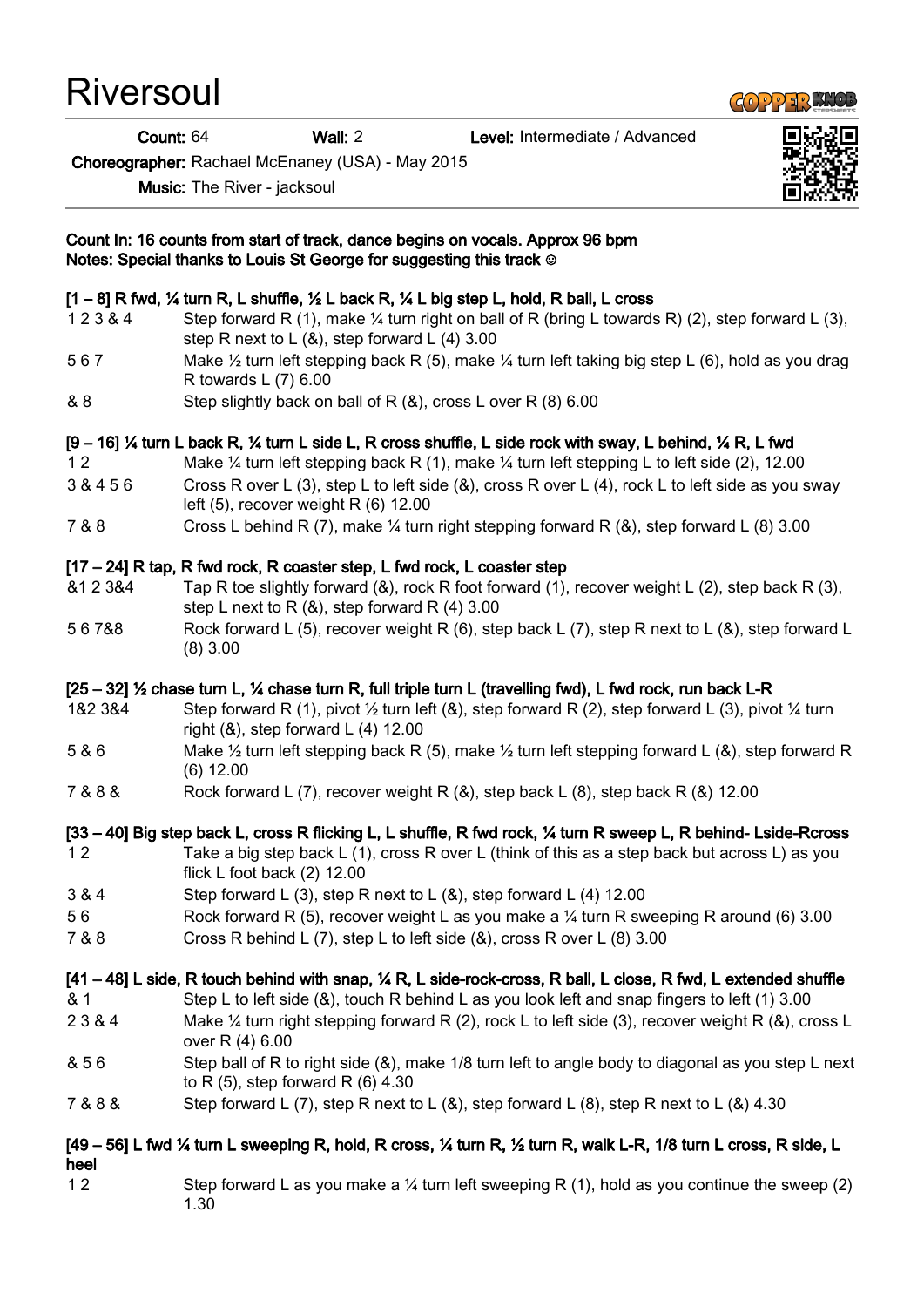# Riversoul

**Count:** 64 **Wall:** 2 **Level:** Intermediate / Advanced

**Choreographer:** Rachael McEnaney (USA) - May 2015

**Music:** The River - jacksoul

**Count In: 16 counts from start of track, dance begins on vocals. Approx 96 bpm**
**Notes: Special thanks to Louis St George for suggesting this track ☺**

**[1 – 8] R fwd, ¼ turn R, L shuffle, ½ L back R, ¼ L big step L, hold, R ball, L cross**

| | |
|---|---|
| 1 2 3 & 4 | Step forward R (1), make ¼ turn right on ball of R (bring L towards R) (2), step forward L (3), step R next to L (&), step forward L (4) 3.00 |
| 5 6 7 | Make ½ turn left stepping back R (5), make ¼ turn left taking big step L (6), hold as you drag R towards L (7) 6.00 |
| & 8 | Step slightly back on ball of R (&), cross L over R (8) 6.00 |

**[9 – 16] ¼ turn L back R, ¼ turn L side L, R cross shuffle, L side rock with sway, L behind, ¼ R, L fwd**

| | |
|---|---|
| 1 2 | Make ¼ turn left stepping back R (1), make ¼ turn left stepping L to left side (2), 12.00 |
| 3 & 4 5 6 | Cross R over L (3), step L to left side (&), cross R over L (4), rock L to left side as you sway left (5), recover weight R (6) 12.00 |
| 7 & 8 | Cross L behind R (7), make ¼ turn right stepping forward R (&), step forward L (8) 3.00 |

**[17 – 24] R tap, R fwd rock, R coaster step, L fwd rock, L coaster step**

| | |
|---|---|
| &1 2 3&4 | Tap R toe slightly forward (&), rock R foot forward (1), recover weight L (2), step back R (3), step L next to R (&), step forward R (4) 3.00 |
| 5 6 7&8 | Rock forward L (5), recover weight R (6), step back L (7), step R next to L (&), step forward L (8) 3.00 |

**[25 – 32] ½ chase turn L, ¼ chase turn R, full triple turn L (travelling fwd), L fwd rock, run back L-R**

| | |
|---|---|
| 1&2 3&4 | Step forward R (1), pivot ½ turn left (&), step forward R (2), step forward L (3), pivot ¼ turn right (&), step forward L (4) 12.00 |
| 5 & 6 | Make ½ turn left stepping back R (5), make ½ turn left stepping forward L (&), step forward R (6) 12.00 |
| 7 & 8 & | Rock forward L (7), recover weight R (&), step back L (8), step back R (&) 12.00 |

**[33 – 40] Big step back L, cross R flicking L, L shuffle, R fwd rock, ¼ turn R sweep L, R behind- Lside-Rcross**

| | |
|---|---|
| 1 2 | Take a big step back L (1), cross R over L (think of this as a step back but across L) as you flick L foot back (2) 12.00 |
| 3 & 4 | Step forward L (3), step R next to L (&), step forward L (4) 12.00 |
| 5 6 | Rock forward R (5), recover weight L as you make a ¼ turn R sweeping R around (6) 3.00 |
| 7 & 8 | Cross R behind L (7), step L to left side (&), cross R over L (8) 3.00 |

**[41 – 48] L side, R touch behind with snap, ¼ R, L side-rock-cross, R ball, L close, R fwd, L extended shuffle**

| | |
|---|---|
| & 1 | Step L to left side (&), touch R behind L as you look left and snap fingers to left (1) 3.00 |
| 2 3 & 4 | Make ¼ turn right stepping forward R (2), rock L to left side (3), recover weight R (&), cross L over R (4) 6.00 |
| & 5 6 | Step ball of R to right side (&), make 1/8 turn left to angle body to diagonal as you step L next to R (5), step forward R (6) 4.30 |
| 7 & 8 & | Step forward L (7), step R next to L (&), step forward L (8), step R next to L (&) 4.30 |

**[49 – 56] L fwd ¼ turn L sweeping R, hold, R cross, ¼ turn R, ½ turn R, walk L-R, 1/8 turn L cross, R side, L heel**

| | |
|---|---|
| 1 2 | Step forward L as you make a ¼ turn left sweeping R (1), hold as you continue the sweep (2) 1.30 |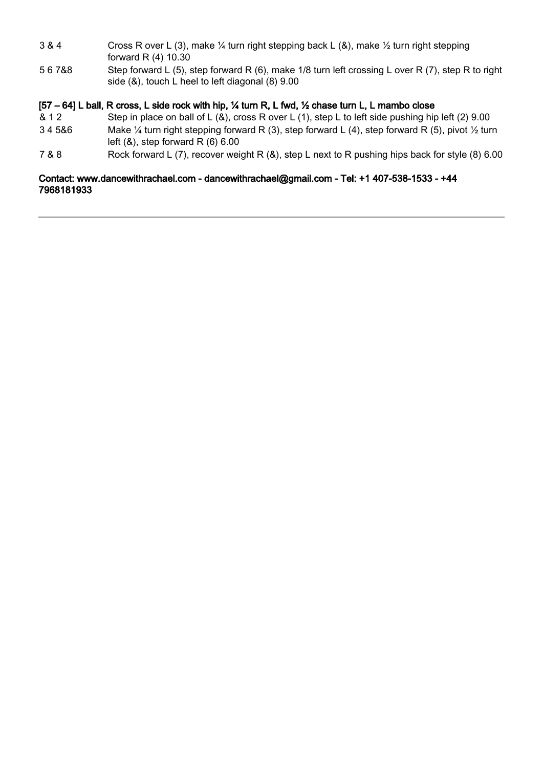3 & 4 Cross R over L (3), make ¼ turn right stepping back L (&), make ½ turn right stepping forward R (4) 10.30

5 6 7&8 Step forward L (5), step forward R (6), make 1/8 turn left crossing L over R (7), step R to right side (&), touch L heel to left diagonal (8) 9.00

**[57 – 64] L ball, R cross, L side rock with hip, ¼ turn R, L fwd, ½ chase turn L, L mambo close**

& 1 2 Step in place on ball of L (&), cross R over L (1), step L to left side pushing hip left (2) 9.00

3 4 5&6 Make ¼ turn right stepping forward R (3), step forward L (4), step forward R (5), pivot ½ turn left (&), step forward R (6) 6.00

7 & 8 Rock forward L (7), recover weight R (&), step L next to R pushing hips back for style (8) 6.00

**Contact: www.dancewithrachael.com - dancewithrachael@gmail.com - Tel: +1 407-538-1533 - +44 7968181933**